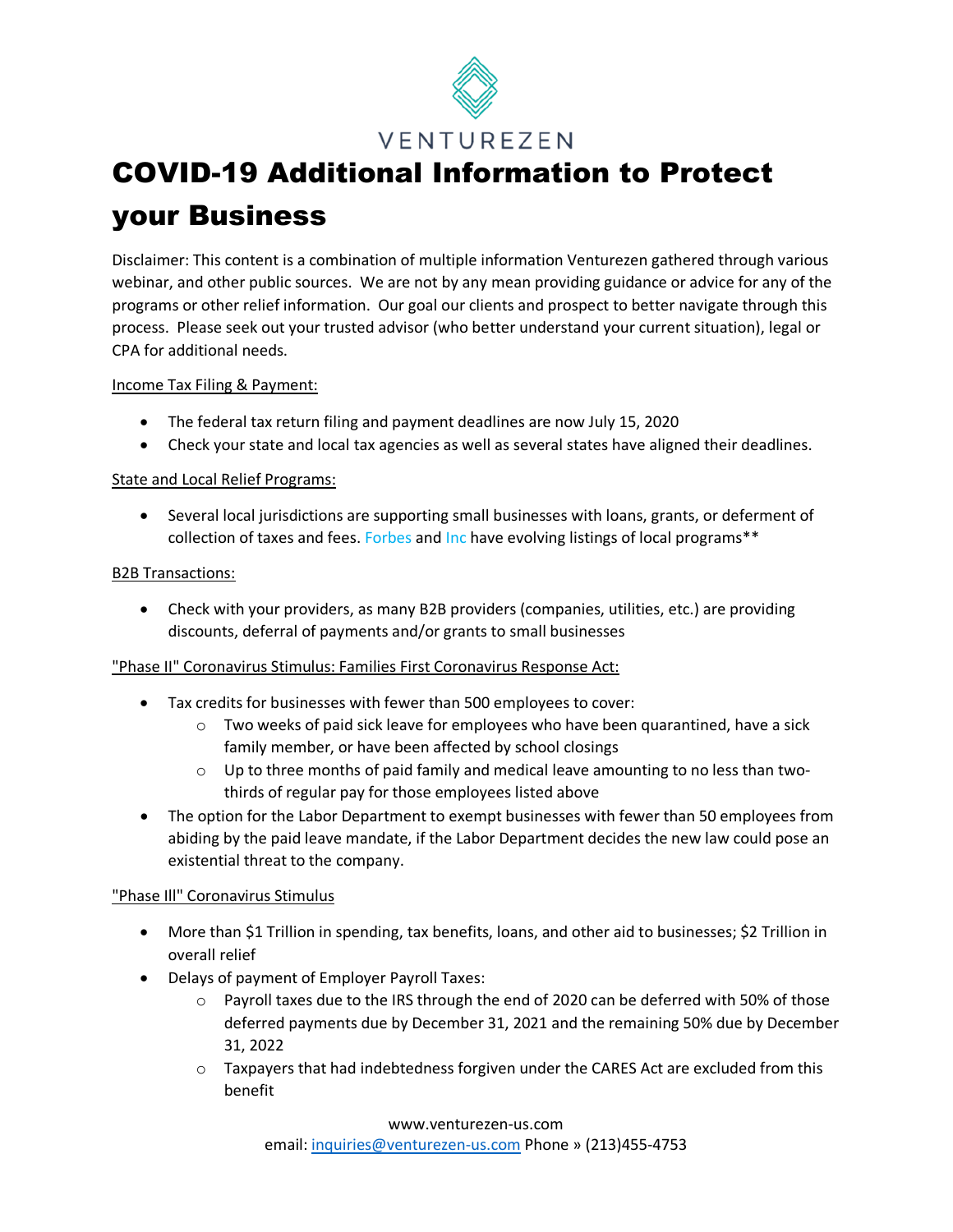VENTUREZEN

# COVID-19 Additional Information to Protect your Business

Disclaimer: This content is a combination of multiple information Venturezen gathered through various webinar, and other public sources. We are not by any mean providing guidance or advice for any of the programs or other relief information. Our goal our clients and prospect to better navigate through this process. Please seek out your trusted advisor (who better understand your current situation), legal or CPA for additional needs.

Income Tax Filing & Payment:

- The federal tax return filing and payment deadlines are now July 15, 2020
- Check your state and local tax agencies as well as several states have aligned their deadlines.

State and Local Relief Programs:

- Several local jurisdictions are supporting small businesses with loans, grants, or deferment of collection of taxes and fees. Forbes and Inc have evolving listings of local programs**

B2B Transactions:

- Check with your providers, as many B2B providers (companies, utilities, etc.) are providing discounts, deferral of payments and/or grants to small businesses

"Phase II" Coronavirus Stimulus: Families First Coronavirus Response Act:

- Tax credits for businesses with fewer than 500 employees to cover:
  - Two weeks of paid sick leave for employees who have been quarantined, have a sick family member, or have been affected by school closings
  - Up to three months of paid family and medical leave amounting to no less than two-thirds of regular pay for those employees listed above
- The option for the Labor Department to exempt businesses with fewer than 50 employees from abiding by the paid leave mandate, if the Labor Department decides the new law could pose an existential threat to the company.

"Phase III" Coronavirus Stimulus

- More than $1 Trillion in spending, tax benefits, loans, and other aid to businesses; $2 Trillion in overall relief
- Delays of payment of Employer Payroll Taxes:
  - Payroll taxes due to the IRS through the end of 2020 can be deferred with 50% of those deferred payments due by December 31, 2021 and the remaining 50% due by December 31, 2022
  - Taxpayers that had indebtedness forgiven under the CARES Act are excluded from this benefit

www.venturezen-us.com
email: inquiries@venturezen-us.com Phone » (213)455-4753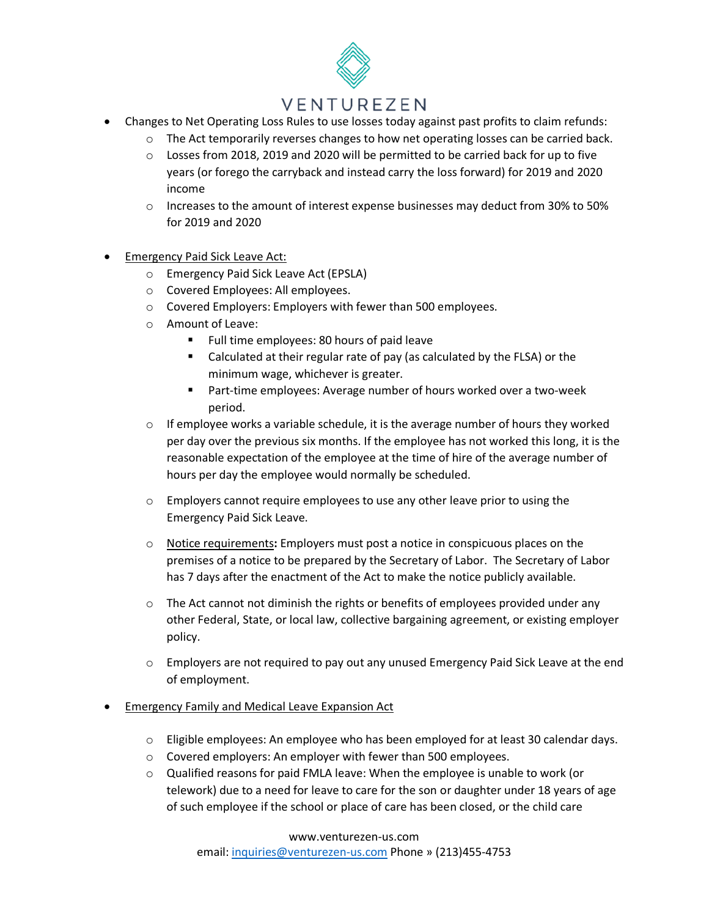- Changes to Net Operating Loss Rules to use losses today against past profits to claim refunds:
  - The Act temporarily reverses changes to how net operating losses can be carried back.
  - Losses from 2018, 2019 and 2020 will be permitted to be carried back for up to five years (or forego the carryback and instead carry the loss forward) for 2019 and 2020 income
  - Increases to the amount of interest expense businesses may deduct from 30% to 50% for 2019 and 2020

- <u>Emergency Paid Sick Leave Act:</u>
  - Emergency Paid Sick Leave Act (EPSLA)
  - Covered Employees: All employees.
  - Covered Employers: Employers with fewer than 500 employees.
  - Amount of Leave:
    - Full time employees: 80 hours of paid leave
    - Calculated at their regular rate of pay (as calculated by the FLSA) or the minimum wage, whichever is greater.
    - Part-time employees: Average number of hours worked over a two-week period.
  - If employee works a variable schedule, it is the average number of hours they worked per day over the previous six months. If the employee has not worked this long, it is the reasonable expectation of the employee at the time of hire of the average number of hours per day the employee would normally be scheduled.

  - Employers cannot require employees to use any other leave prior to using the Emergency Paid Sick Leave.

  - <u>Notice requirements</u>**:** Employers must post a notice in conspicuous places on the premises of a notice to be prepared by the Secretary of Labor. The Secretary of Labor has 7 days after the enactment of the Act to make the notice publicly available.

  - The Act cannot not diminish the rights or benefits of employees provided under any other Federal, State, or local law, collective bargaining agreement, or existing employer policy.

  - Employers are not required to pay out any unused Emergency Paid Sick Leave at the end of employment.

- <u>Emergency Family and Medical Leave Expansion Act</u>

  - Eligible employees: An employee who has been employed for at least 30 calendar days.
  - Covered employers: An employer with fewer than 500 employees.
  - Qualified reasons for paid FMLA leave: When the employee is unable to work (or telework) due to a need for leave to care for the son or daughter under 18 years of age of such employee if the school or place of care has been closed, or the child care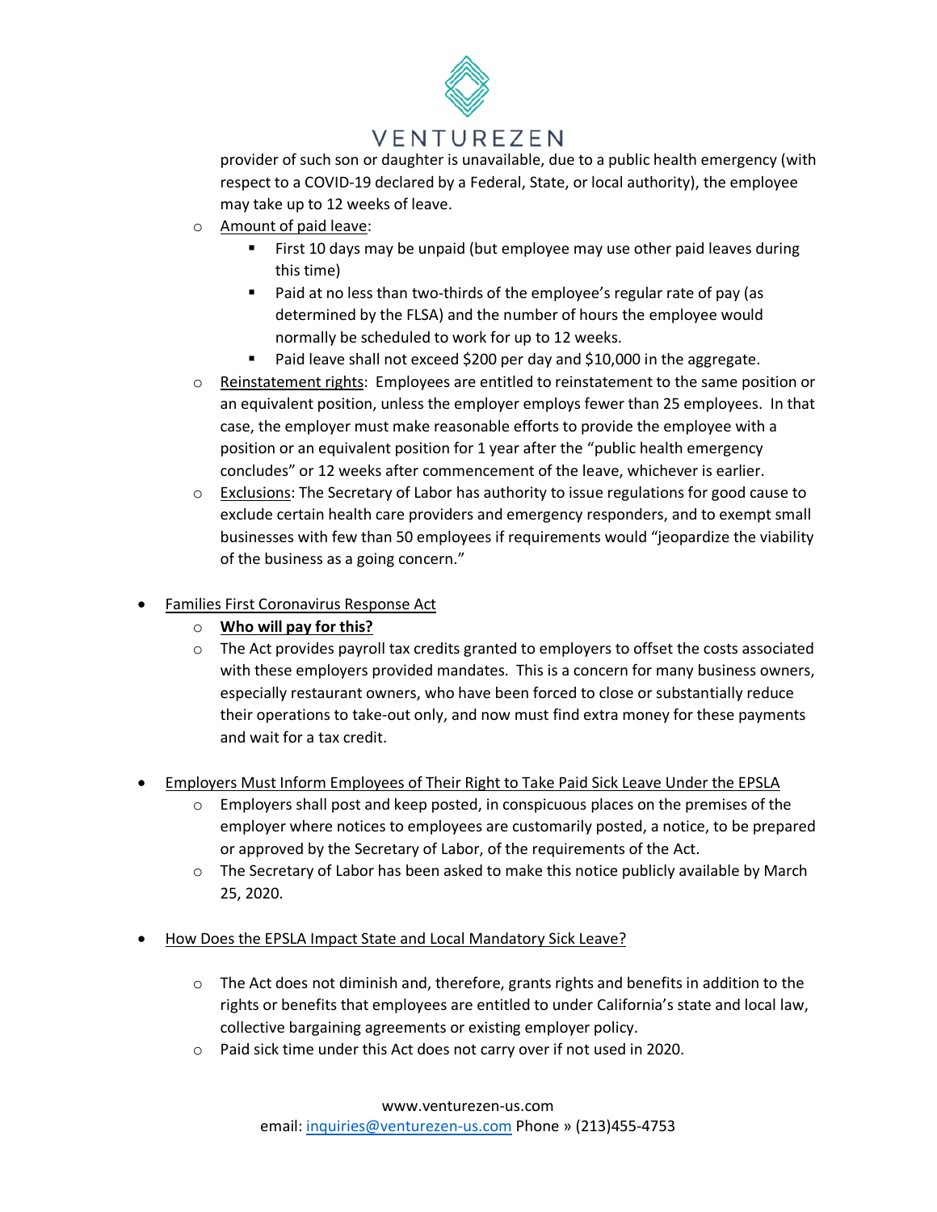provider of such son or daughter is unavailable, due to a public health emergency (with respect to a COVID-19 declared by a Federal, State, or local authority), the employee may take up to 12 weeks of leave.

- <u>Amount of paid leave</u>:
  - First 10 days may be unpaid (but employee may use other paid leaves during this time)
  - Paid at no less than two-thirds of the employee's regular rate of pay (as determined by the FLSA) and the number of hours the employee would normally be scheduled to work for up to 12 weeks.
  - Paid leave shall not exceed $200 per day and $10,000 in the aggregate.
- <u>Reinstatement rights</u>: Employees are entitled to reinstatement to the same position or an equivalent position, unless the employer employs fewer than 25 employees. In that case, the employer must make reasonable efforts to provide the employee with a position or an equivalent position for 1 year after the "public health emergency concludes" or 12 weeks after commencement of the leave, whichever is earlier.
- <u>Exclusions</u>: The Secretary of Labor has authority to issue regulations for good cause to exclude certain health care providers and emergency responders, and to exempt small businesses with few than 50 employees if requirements would "jeopardize the viability of the business as a going concern."

- <u>Families First Coronavirus Response Act</u>
  - <u>**Who will pay for this?**</u>
  - The Act provides payroll tax credits granted to employers to offset the costs associated with these employers provided mandates. This is a concern for many business owners, especially restaurant owners, who have been forced to close or substantially reduce their operations to take-out only, and now must find extra money for these payments and wait for a tax credit.

- <u>Employers Must Inform Employees of Their Right to Take Paid Sick Leave Under the EPSLA</u>
  - Employers shall post and keep posted, in conspicuous places on the premises of the employer where notices to employees are customarily posted, a notice, to be prepared or approved by the Secretary of Labor, of the requirements of the Act.
  - The Secretary of Labor has been asked to make this notice publicly available by March 25, 2020.

- <u>How Does the EPSLA Impact State and Local Mandatory Sick Leave?</u>
  - The Act does not diminish and, therefore, grants rights and benefits in addition to the rights or benefits that employees are entitled to under California's state and local law, collective bargaining agreements or existing employer policy.
  - Paid sick time under this Act does not carry over if not used in 2020.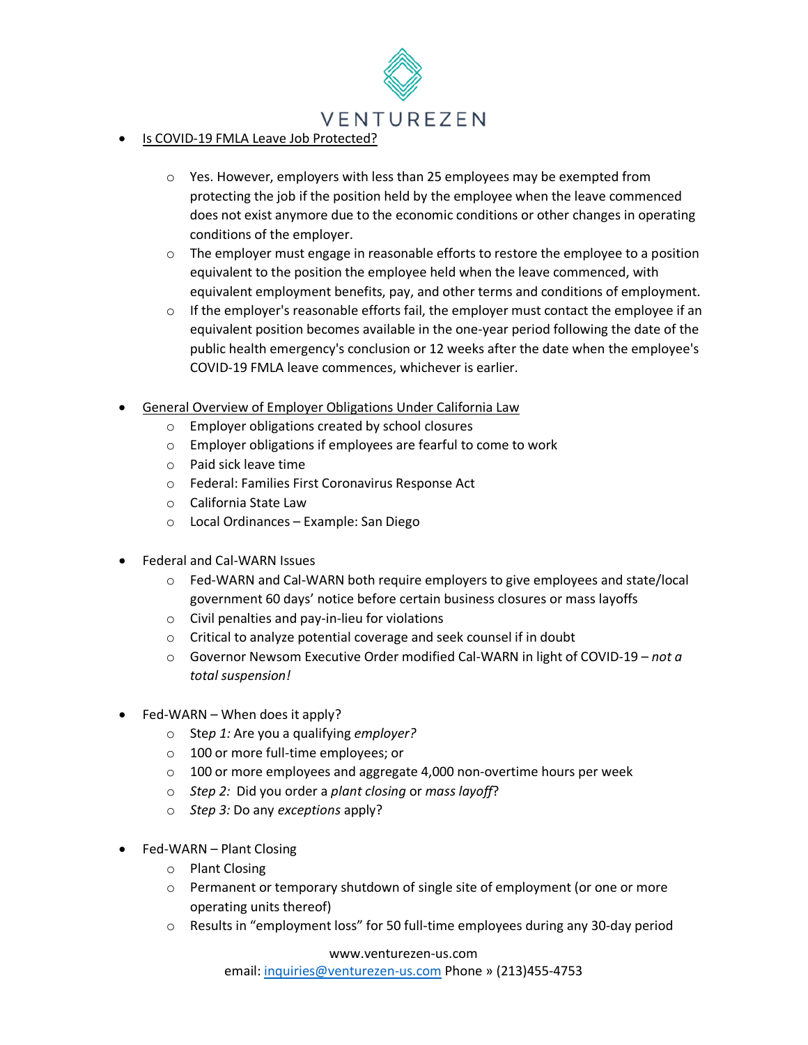- Is COVID-19 FMLA Leave Job Protected?
    - Yes. However, employers with less than 25 employees may be exempted from protecting the job if the position held by the employee when the leave commenced does not exist anymore due to the economic conditions or other changes in operating conditions of the employer.
    - The employer must engage in reasonable efforts to restore the employee to a position equivalent to the position the employee held when the leave commenced, with equivalent employment benefits, pay, and other terms and conditions of employment.
    - If the employer's reasonable efforts fail, the employer must contact the employee if an equivalent position becomes available in the one-year period following the date of the public health emergency's conclusion or 12 weeks after the date when the employee's COVID-19 FMLA leave commences, whichever is earlier.

- General Overview of Employer Obligations Under California Law
    - Employer obligations created by school closures
    - Employer obligations if employees are fearful to come to work
    - Paid sick leave time
    - Federal: Families First Coronavirus Response Act
    - California State Law
    - Local Ordinances – Example: San Diego

- Federal and Cal-WARN Issues
    - Fed-WARN and Cal-WARN both require employers to give employees and state/local government 60 days' notice before certain business closures or mass layoffs
    - Civil penalties and pay-in-lieu for violations
    - Critical to analyze potential coverage and seek counsel if in doubt
    - Governor Newsom Executive Order modified Cal-WARN in light of COVID-19 – *not a total suspension!*

- Fed-WARN – When does it apply?
    - Step *1:* Are you a qualifying *employer?*
    - 100 or more full-time employees; or
    - 100 or more employees and aggregate 4,000 non-overtime hours per week
    - *Step 2:* Did you order a *plant closing* or *mass layoff*?
    - *Step 3:* Do any *exceptions* apply?

- Fed-WARN – Plant Closing
    - Plant Closing
    - Permanent or temporary shutdown of single site of employment (or one or more operating units thereof)
    - Results in "employment loss" for 50 full-time employees during any 30-day period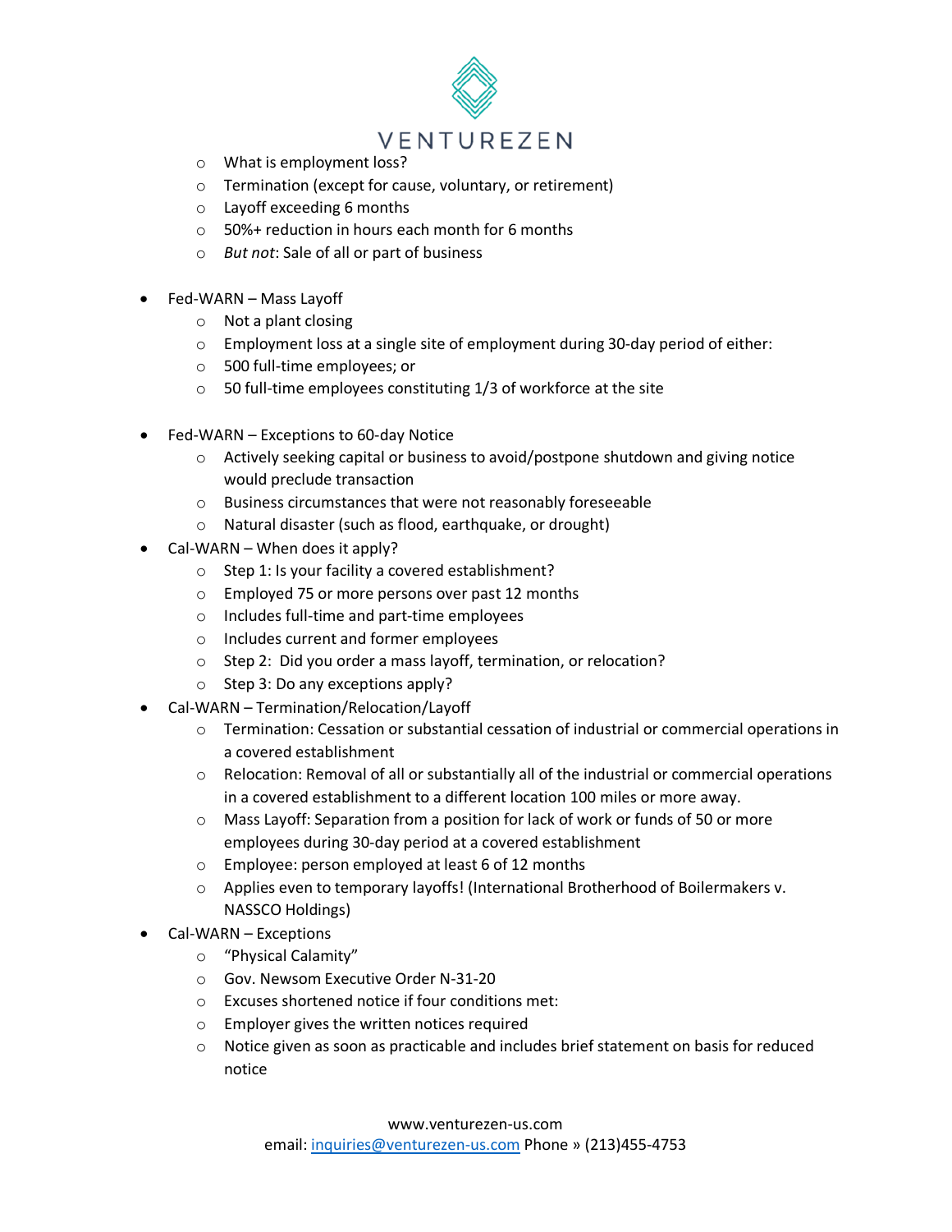- What is employment loss?
- Termination (except for cause, voluntary, or retirement)
- Layoff exceeding 6 months
- 50%+ reduction in hours each month for 6 months
- *But not*: Sale of all or part of business

- Fed-WARN – Mass Layoff
  - Not a plant closing
  - Employment loss at a single site of employment during 30-day period of either:
  - 500 full-time employees; or
  - 50 full-time employees constituting 1/3 of workforce at the site

- Fed-WARN – Exceptions to 60-day Notice
  - Actively seeking capital or business to avoid/postpone shutdown and giving notice would preclude transaction
  - Business circumstances that were not reasonably foreseeable
  - Natural disaster (such as flood, earthquake, or drought)
- Cal-WARN – When does it apply?
  - Step 1: Is your facility a covered establishment?
  - Employed 75 or more persons over past 12 months
  - Includes full-time and part-time employees
  - Includes current and former employees
  - Step 2: Did you order a mass layoff, termination, or relocation?
  - Step 3: Do any exceptions apply?
- Cal-WARN – Termination/Relocation/Layoff
  - Termination: Cessation or substantial cessation of industrial or commercial operations in a covered establishment
  - Relocation: Removal of all or substantially all of the industrial or commercial operations in a covered establishment to a different location 100 miles or more away.
  - Mass Layoff: Separation from a position for lack of work or funds of 50 or more employees during 30-day period at a covered establishment
  - Employee: person employed at least 6 of 12 months
  - Applies even to temporary layoffs! (International Brotherhood of Boilermakers v. NASSCO Holdings)
- Cal-WARN – Exceptions
  - "Physical Calamity"
  - Gov. Newsom Executive Order N-31-20
  - Excuses shortened notice if four conditions met:
  - Employer gives the written notices required
  - Notice given as soon as practicable and includes brief statement on basis for reduced notice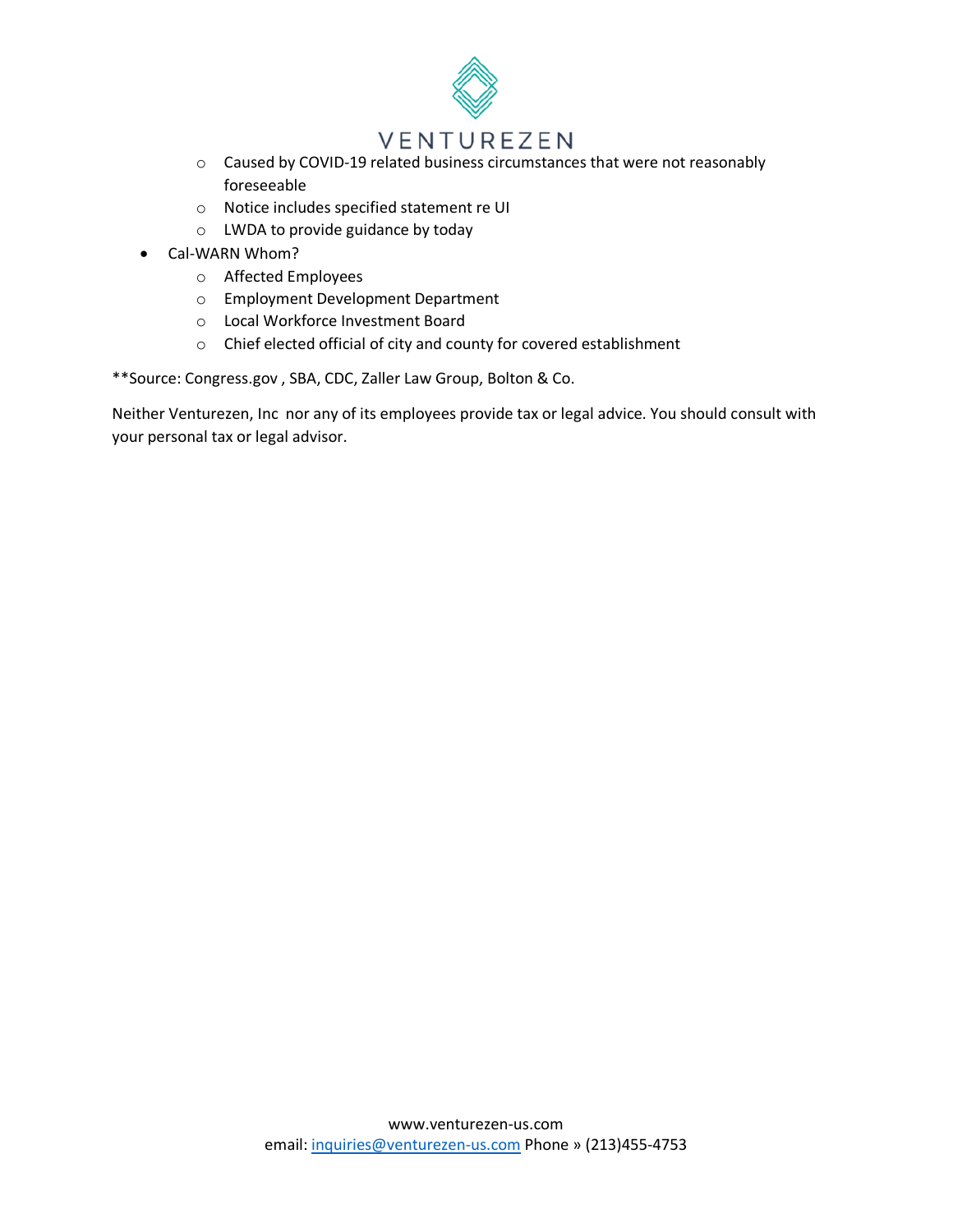- Caused by COVID-19 related business circumstances that were not reasonably foreseeable
  - Notice includes specified statement re UI
  - LWDA to provide guidance by today
- Cal-WARN Whom?
  - Affected Employees
  - Employment Development Department
  - Local Workforce Investment Board
  - Chief elected official of city and county for covered establishment

**Source: Congress.gov , SBA, CDC, Zaller Law Group, Bolton & Co.

Neither Venturezen, Inc nor any of its employees provide tax or legal advice. You should consult with your personal tax or legal advisor.